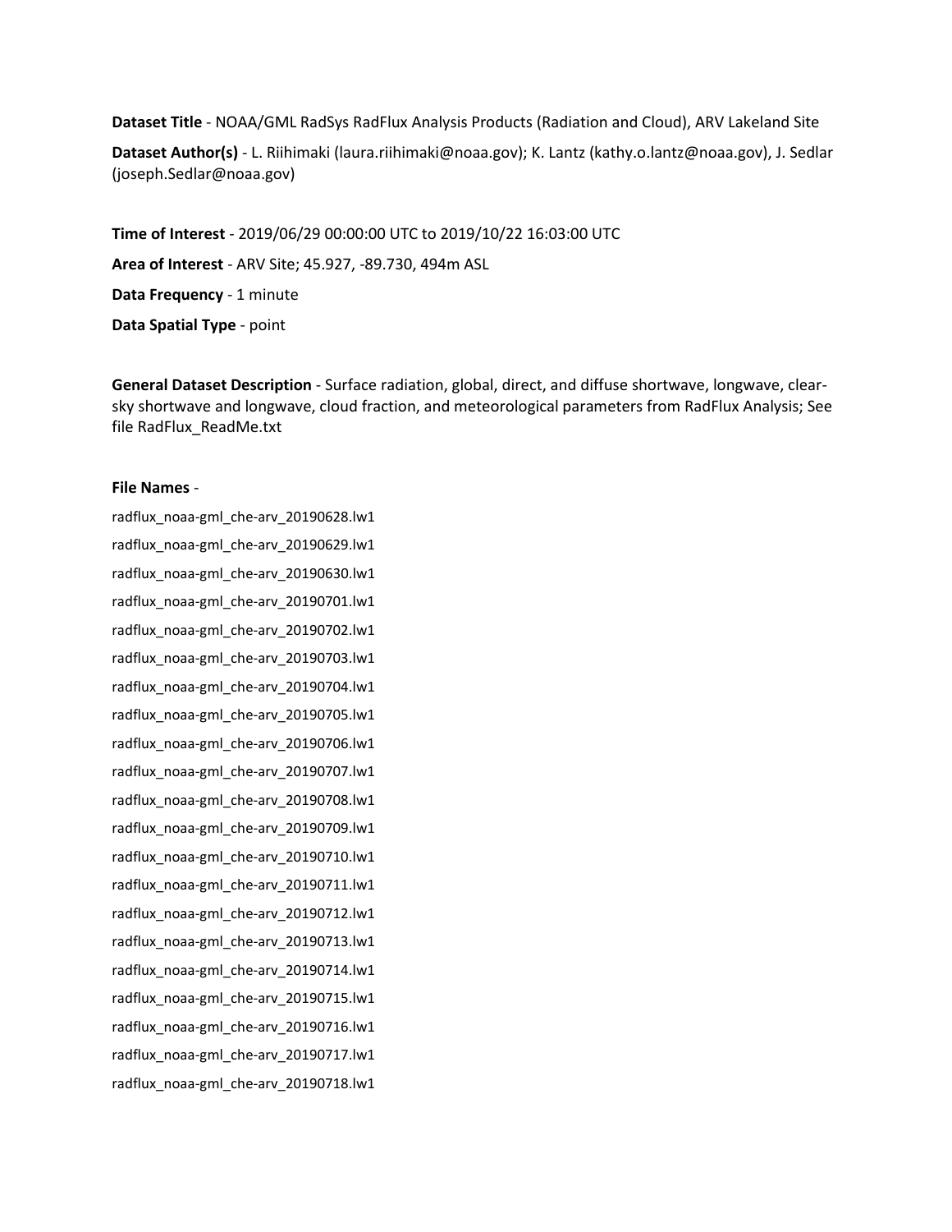**Dataset Title** - NOAA/GML RadSys RadFlux Analysis Products (Radiation and Cloud), ARV Lakeland Site

**Dataset Author(s)** - L. Riihimaki (laura.riihimaki@noaa.gov); K. Lantz (kathy.o.lantz@noaa.gov), J. Sedlar (joseph.Sedlar@noaa.gov)

**Time of Interest** - 2019/06/29 00:00:00 UTC to 2019/10/22 16:03:00 UTC

**Area of Interest** - ARV Site; 45.927, -89.730, 494m ASL

**Data Frequency** - 1 minute

**Data Spatial Type** - point

**General Dataset Description** - Surface radiation, global, direct, and diffuse shortwave, longwave, clear-sky shortwave and longwave, cloud fraction, and meteorological parameters from RadFlux Analysis; See file RadFlux_ReadMe.txt

**File Names** -

radflux_noaa-gml_che-arv_20190628.lw1

radflux_noaa-gml_che-arv_20190629.lw1

radflux_noaa-gml_che-arv_20190630.lw1

radflux_noaa-gml_che-arv_20190701.lw1

radflux_noaa-gml_che-arv_20190702.lw1

radflux_noaa-gml_che-arv_20190703.lw1

radflux_noaa-gml_che-arv_20190704.lw1

radflux_noaa-gml_che-arv_20190705.lw1

radflux_noaa-gml_che-arv_20190706.lw1

radflux_noaa-gml_che-arv_20190707.lw1

radflux_noaa-gml_che-arv_20190708.lw1

radflux_noaa-gml_che-arv_20190709.lw1

radflux_noaa-gml_che-arv_20190710.lw1

radflux_noaa-gml_che-arv_20190711.lw1

radflux_noaa-gml_che-arv_20190712.lw1

radflux_noaa-gml_che-arv_20190713.lw1

radflux_noaa-gml_che-arv_20190714.lw1

radflux_noaa-gml_che-arv_20190715.lw1

radflux_noaa-gml_che-arv_20190716.lw1

radflux_noaa-gml_che-arv_20190717.lw1

radflux_noaa-gml_che-arv_20190718.lw1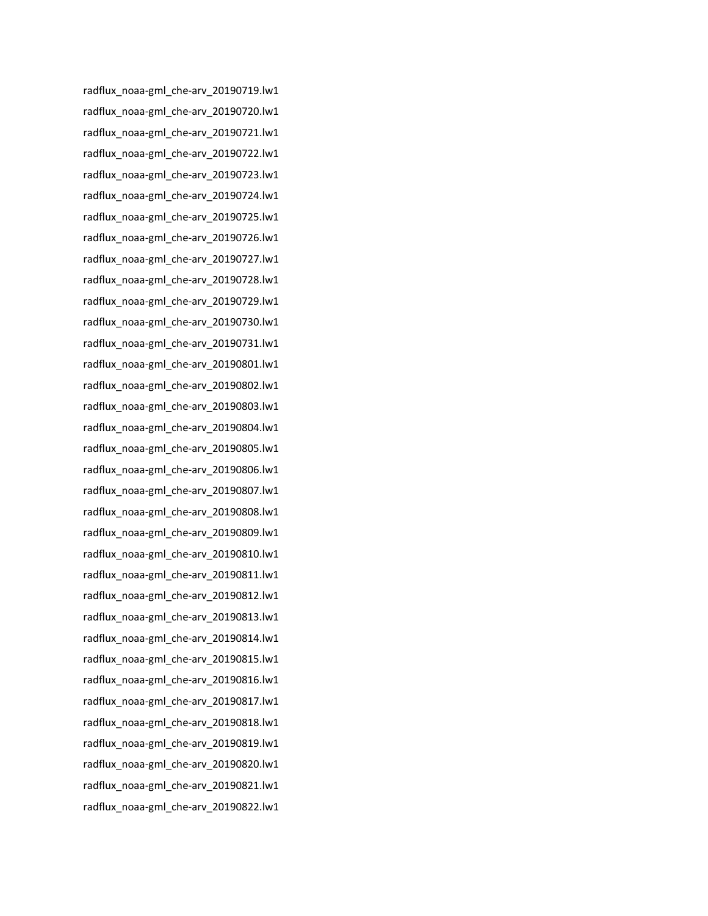radflux_noaa-gml_che-arv_20190719.lw1

radflux_noaa-gml_che-arv_20190720.lw1

radflux_noaa-gml_che-arv_20190721.lw1

radflux_noaa-gml_che-arv_20190722.lw1

radflux_noaa-gml_che-arv_20190723.lw1

radflux_noaa-gml_che-arv_20190724.lw1

radflux_noaa-gml_che-arv_20190725.lw1

radflux_noaa-gml_che-arv_20190726.lw1

radflux_noaa-gml_che-arv_20190727.lw1

radflux_noaa-gml_che-arv_20190728.lw1

radflux_noaa-gml_che-arv_20190729.lw1

radflux_noaa-gml_che-arv_20190730.lw1

radflux_noaa-gml_che-arv_20190731.lw1

radflux_noaa-gml_che-arv_20190801.lw1

radflux_noaa-gml_che-arv_20190802.lw1

radflux_noaa-gml_che-arv_20190803.lw1

radflux_noaa-gml_che-arv_20190804.lw1

radflux_noaa-gml_che-arv_20190805.lw1

radflux_noaa-gml_che-arv_20190806.lw1

radflux_noaa-gml_che-arv_20190807.lw1

radflux_noaa-gml_che-arv_20190808.lw1

radflux_noaa-gml_che-arv_20190809.lw1

radflux_noaa-gml_che-arv_20190810.lw1

radflux_noaa-gml_che-arv_20190811.lw1

radflux_noaa-gml_che-arv_20190812.lw1

radflux_noaa-gml_che-arv_20190813.lw1

radflux_noaa-gml_che-arv_20190814.lw1

radflux_noaa-gml_che-arv_20190815.lw1

radflux_noaa-gml_che-arv_20190816.lw1

radflux_noaa-gml_che-arv_20190817.lw1

radflux_noaa-gml_che-arv_20190818.lw1

radflux_noaa-gml_che-arv_20190819.lw1

radflux_noaa-gml_che-arv_20190820.lw1

radflux_noaa-gml_che-arv_20190821.lw1

radflux_noaa-gml_che-arv_20190822.lw1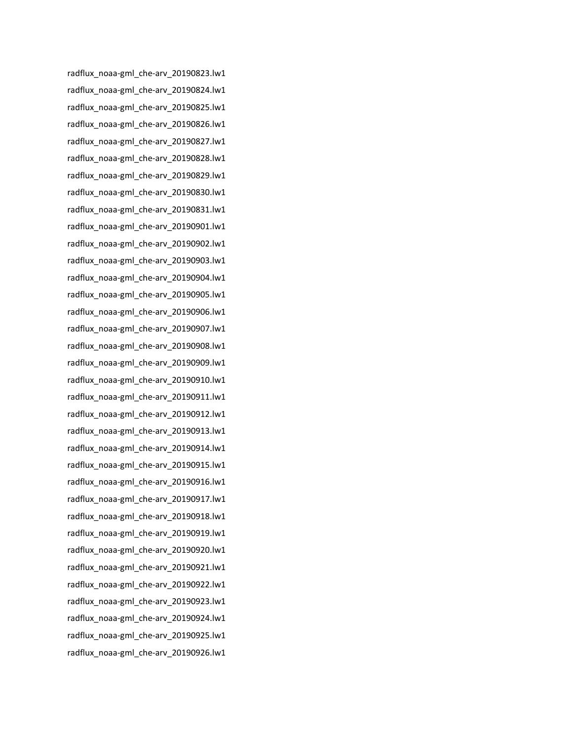radflux_noaa-gml_che-arv_20190823.lw1

radflux_noaa-gml_che-arv_20190824.lw1

radflux_noaa-gml_che-arv_20190825.lw1

radflux_noaa-gml_che-arv_20190826.lw1

radflux_noaa-gml_che-arv_20190827.lw1

radflux_noaa-gml_che-arv_20190828.lw1

radflux_noaa-gml_che-arv_20190829.lw1

radflux_noaa-gml_che-arv_20190830.lw1

radflux_noaa-gml_che-arv_20190831.lw1

radflux_noaa-gml_che-arv_20190901.lw1

radflux_noaa-gml_che-arv_20190902.lw1

radflux_noaa-gml_che-arv_20190903.lw1

radflux_noaa-gml_che-arv_20190904.lw1

radflux_noaa-gml_che-arv_20190905.lw1

radflux_noaa-gml_che-arv_20190906.lw1

radflux_noaa-gml_che-arv_20190907.lw1

radflux_noaa-gml_che-arv_20190908.lw1

radflux_noaa-gml_che-arv_20190909.lw1

radflux_noaa-gml_che-arv_20190910.lw1

radflux_noaa-gml_che-arv_20190911.lw1

radflux_noaa-gml_che-arv_20190912.lw1

radflux_noaa-gml_che-arv_20190913.lw1

radflux_noaa-gml_che-arv_20190914.lw1

radflux_noaa-gml_che-arv_20190915.lw1

radflux_noaa-gml_che-arv_20190916.lw1

radflux_noaa-gml_che-arv_20190917.lw1

radflux_noaa-gml_che-arv_20190918.lw1

radflux_noaa-gml_che-arv_20190919.lw1

radflux_noaa-gml_che-arv_20190920.lw1

radflux_noaa-gml_che-arv_20190921.lw1

radflux_noaa-gml_che-arv_20190922.lw1

radflux_noaa-gml_che-arv_20190923.lw1

radflux_noaa-gml_che-arv_20190924.lw1

radflux_noaa-gml_che-arv_20190925.lw1

radflux_noaa-gml_che-arv_20190926.lw1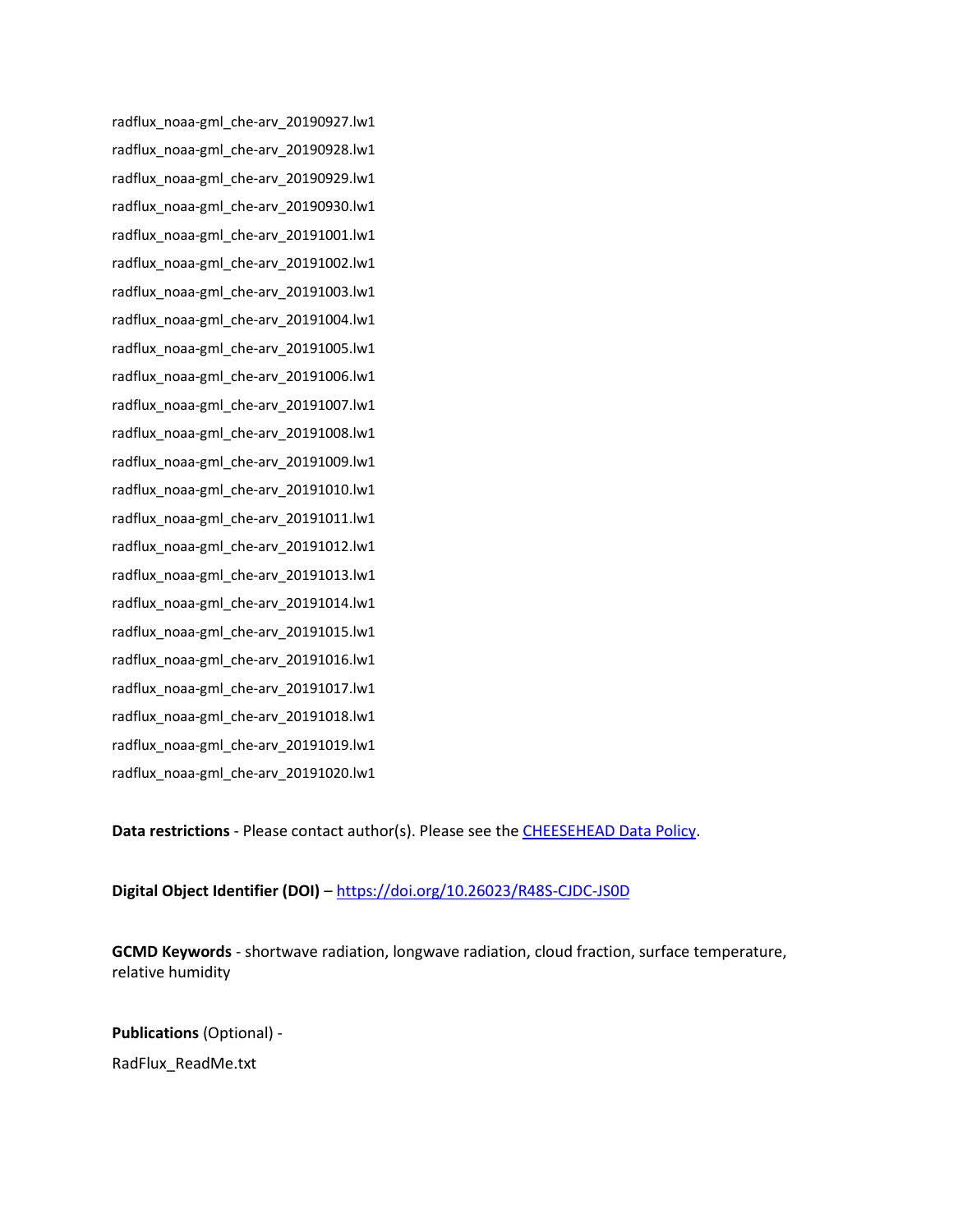radflux_noaa-gml_che-arv_20190927.lw1

radflux_noaa-gml_che-arv_20190928.lw1

radflux_noaa-gml_che-arv_20190929.lw1

radflux_noaa-gml_che-arv_20190930.lw1

radflux_noaa-gml_che-arv_20191001.lw1

radflux_noaa-gml_che-arv_20191002.lw1

radflux_noaa-gml_che-arv_20191003.lw1

radflux_noaa-gml_che-arv_20191004.lw1

radflux_noaa-gml_che-arv_20191005.lw1

radflux_noaa-gml_che-arv_20191006.lw1

radflux_noaa-gml_che-arv_20191007.lw1

radflux_noaa-gml_che-arv_20191008.lw1

radflux_noaa-gml_che-arv_20191009.lw1

radflux_noaa-gml_che-arv_20191010.lw1

radflux_noaa-gml_che-arv_20191011.lw1

radflux_noaa-gml_che-arv_20191012.lw1

radflux_noaa-gml_che-arv_20191013.lw1

radflux_noaa-gml_che-arv_20191014.lw1

radflux_noaa-gml_che-arv_20191015.lw1

radflux_noaa-gml_che-arv_20191016.lw1

radflux_noaa-gml_che-arv_20191017.lw1

radflux_noaa-gml_che-arv_20191018.lw1

radflux_noaa-gml_che-arv_20191019.lw1

radflux_noaa-gml_che-arv_20191020.lw1

**Data restrictions** - Please contact author(s). Please see the [CHEESEHEAD Data Policy]().

**Digital Object Identifier (DOI)** – [https://doi.org/10.26023/R48S-CJDC-JS0D](https://doi.org/10.26023/R48S-CJDC-JS0D)

**GCMD Keywords** - shortwave radiation, longwave radiation, cloud fraction, surface temperature, relative humidity

**Publications** (Optional) -

RadFlux_ReadMe.txt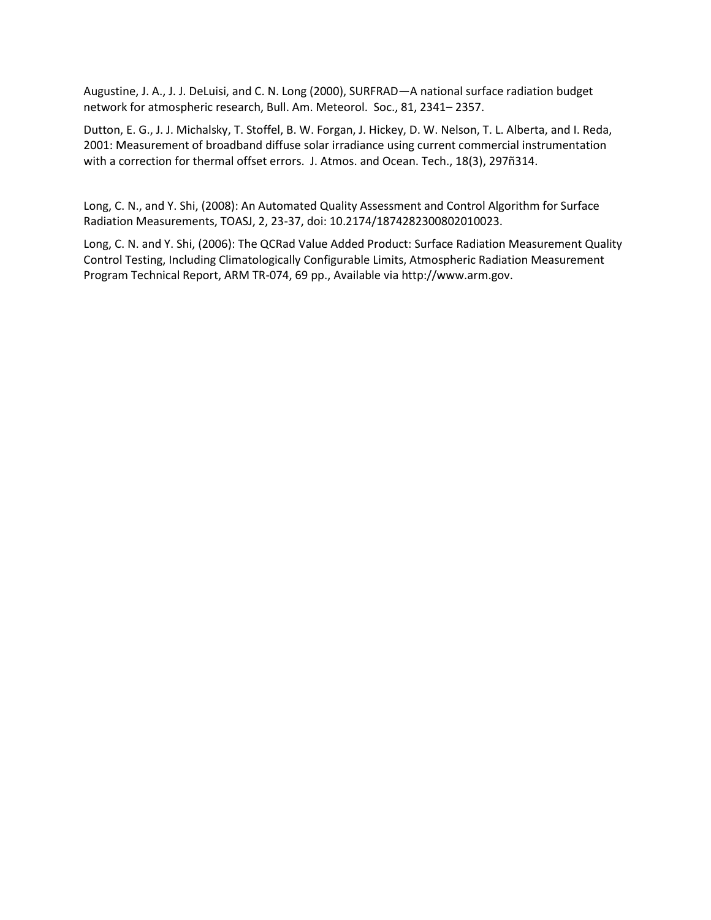Augustine, J. A., J. J. DeLuisi, and C. N. Long (2000), SURFRAD—A national surface radiation budget network for atmospheric research, Bull. Am. Meteorol. Soc., 81, 2341– 2357.

Dutton, E. G., J. J. Michalsky, T. Stoffel, B. W. Forgan, J. Hickey, D. W. Nelson, T. L. Alberta, and I. Reda, 2001: Measurement of broadband diffuse solar irradiance using current commercial instrumentation with a correction for thermal offset errors. J. Atmos. and Ocean. Tech., 18(3), 297ñ314.

Long, C. N., and Y. Shi, (2008): An Automated Quality Assessment and Control Algorithm for Surface Radiation Measurements, TOASJ, 2, 23-37, doi: 10.2174/1874282300802010023.

Long, C. N. and Y. Shi, (2006): The QCRad Value Added Product: Surface Radiation Measurement Quality Control Testing, Including Climatologically Configurable Limits, Atmospheric Radiation Measurement Program Technical Report, ARM TR-074, 69 pp., Available via http://www.arm.gov.